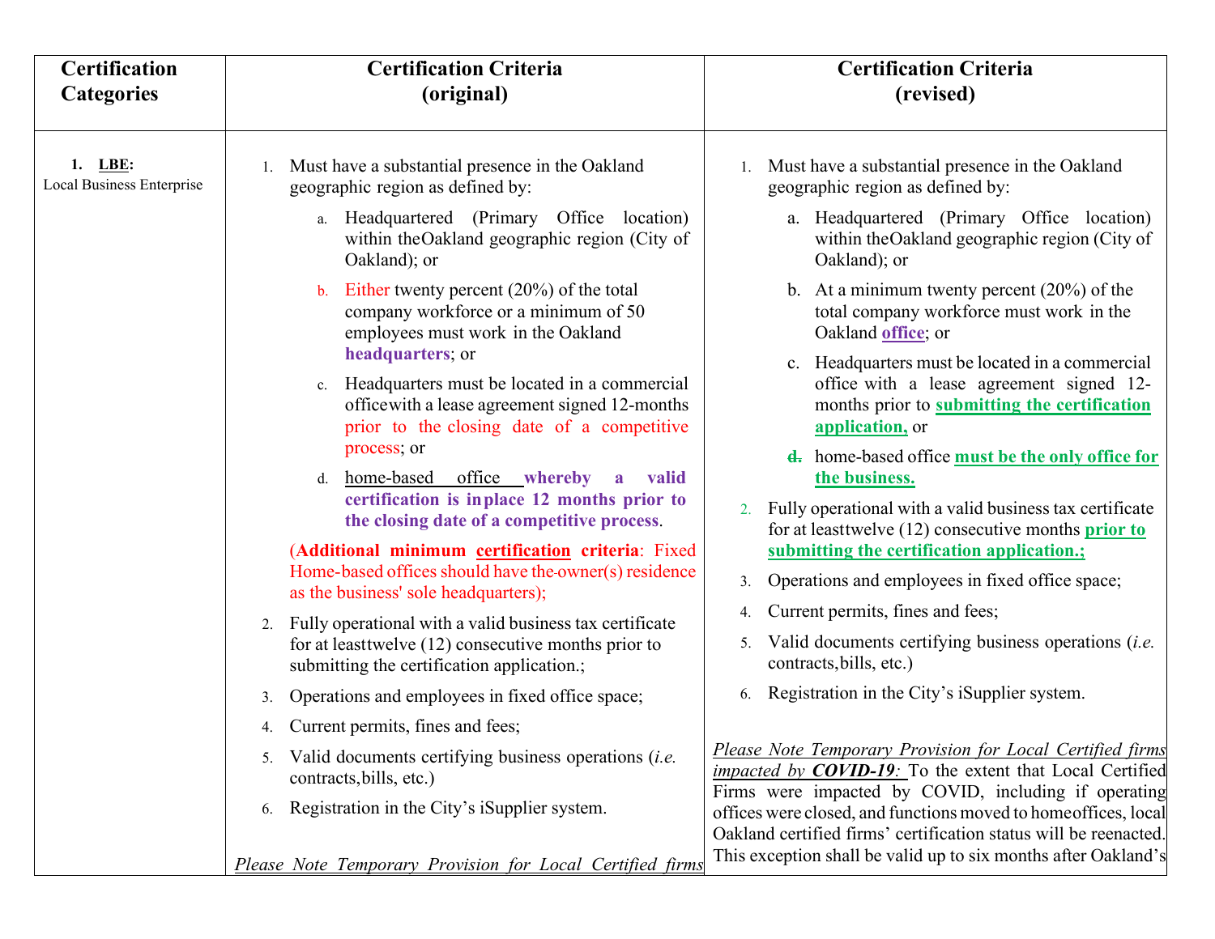| Certification Categories | Certification Criteria (original) | Certification Criteria (revised) |
|---|---|---|
| 1. **LBE**: Local Business Enterprise | 1. Must have a substantial presence in the Oakland geographic region as defined by:<br>a. Headquartered (Primary Office location) within theOakland geographic region (City of Oakland); or<br>b. Either twenty percent (20%) of the total company workforce or a minimum of 50 employees must work in the Oakland **headquarters**; or<br>c. Headquarters must be located in a commercial officewith a lease agreement signed 12-months prior to the closing date of a competitive process; or<br>d. home-based office **whereby a valid certification is inplace 12 months prior to the closing date of a competitive process**.<br>(**Additional minimum certification criteria**: Fixed Home-based offices should have the-owner(s) residence as the business' sole headquarters);<br>2. Fully operational with a valid business tax certificate for at leasttwelve (12) consecutive months prior to submitting the certification application.;<br>3. Operations and employees in fixed office space;<br>4. Current permits, fines and fees;<br>5. Valid documents certifying business operations (*i.e.* contracts,bills, etc.)<br>6. Registration in the City's iSupplier system.<br>*Please Note Temporary Provision for Local Certified firms* | 1. Must have a substantial presence in the Oakland geographic region as defined by:<br>a. Headquartered (Primary Office location) within theOakland geographic region (City of Oakland); or<br>b. At a minimum twenty percent (20%) of the total company workforce must work in the Oakland **office**; or<br>c. Headquarters must be located in a commercial office with a lease agreement signed 12-months prior to **submitting the certification application,** or<br>~~d.~~ home-based office **must be the only office for the business.**<br>2. Fully operational with a valid business tax certificate for at leasttwelve (12) consecutive months **prior to submitting the certification application.;**<br>3. Operations and employees in fixed office space;<br>4. Current permits, fines and fees;<br>5. Valid documents certifying business operations (*i.e.* contracts,bills, etc.)<br>6. Registration in the City's iSupplier system.<br>*Please Note Temporary Provision for Local Certified firms impacted by **COVID-19**:* To the extent that Local Certified Firms were impacted by COVID, including if operating offices were closed, and functions moved to homeoffices, local Oakland certified firms' certification status will be reenacted. This exception shall be valid up to six months after Oakland's |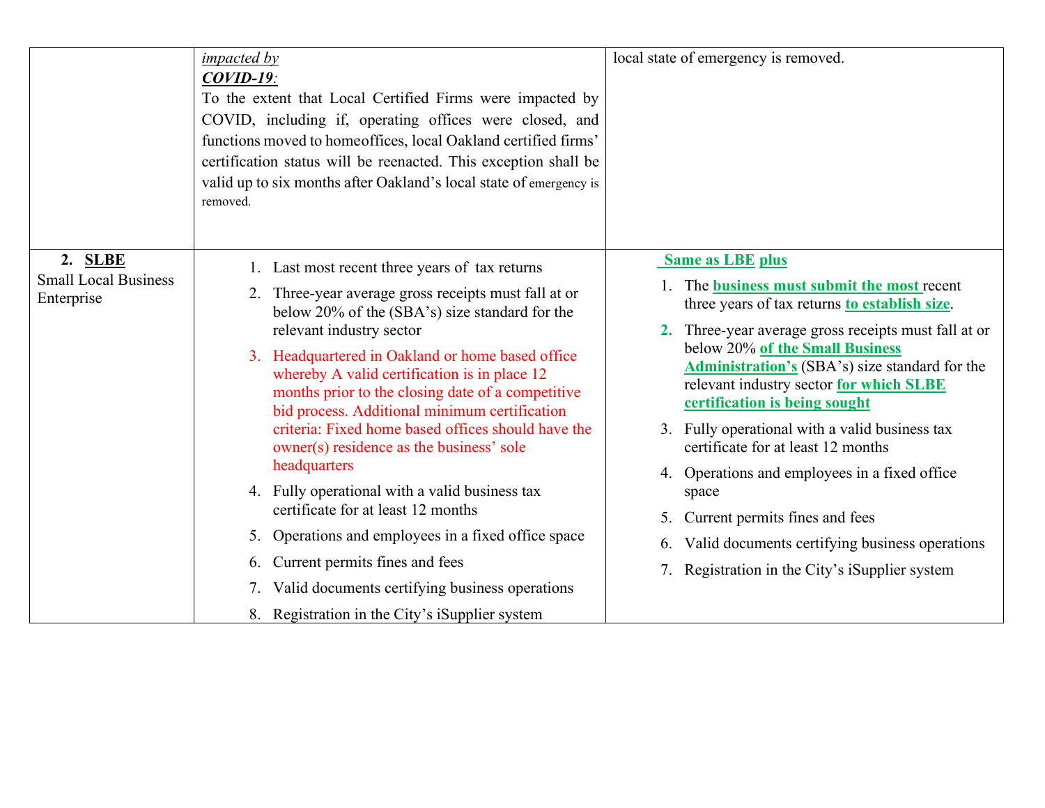| | | |
|---|---|---|
| | *impacted by* ***COVID-19:*** To the extent that Local Certified Firms were impacted by COVID, including if, operating offices were closed, and functions moved to homeoffices, local Oakland certified firms' certification status will be reenacted. This exception shall be valid up to six months after Oakland's local state of emergency is removed. | local state of emergency is removed. |
| **2. SLBE** Small Local Business Enterprise | 1. Last most recent three years of tax returns<br>2. Three-year average gross receipts must fall at or below 20% of the (SBA's) size standard for the relevant industry sector<br>3. Headquartered in Oakland or home based office whereby A valid certification is in place 12 months prior to the closing date of a competitive bid process. Additional minimum certification criteria: Fixed home based offices should have the owner(s) residence as the business' sole headquarters<br>4. Fully operational with a valid business tax certificate for at least 12 months<br>5. Operations and employees in a fixed office space<br>6. Current permits fines and fees<br>7. Valid documents certifying business operations<br>8. Registration in the City's iSupplier system | **Same as LBE plus**<br>1. The **business must submit the most** recent three years of tax returns **to establish size**.<br>2. Three-year average gross receipts must fall at or below 20% **of the Small Business Administration's** (SBA's) size standard for the relevant industry sector **for which SLBE certification is being sought**<br>3. Fully operational with a valid business tax certificate for at least 12 months<br>4. Operations and employees in a fixed office space<br>5. Current permits fines and fees<br>6. Valid documents certifying business operations<br>7. Registration in the City's iSupplier system |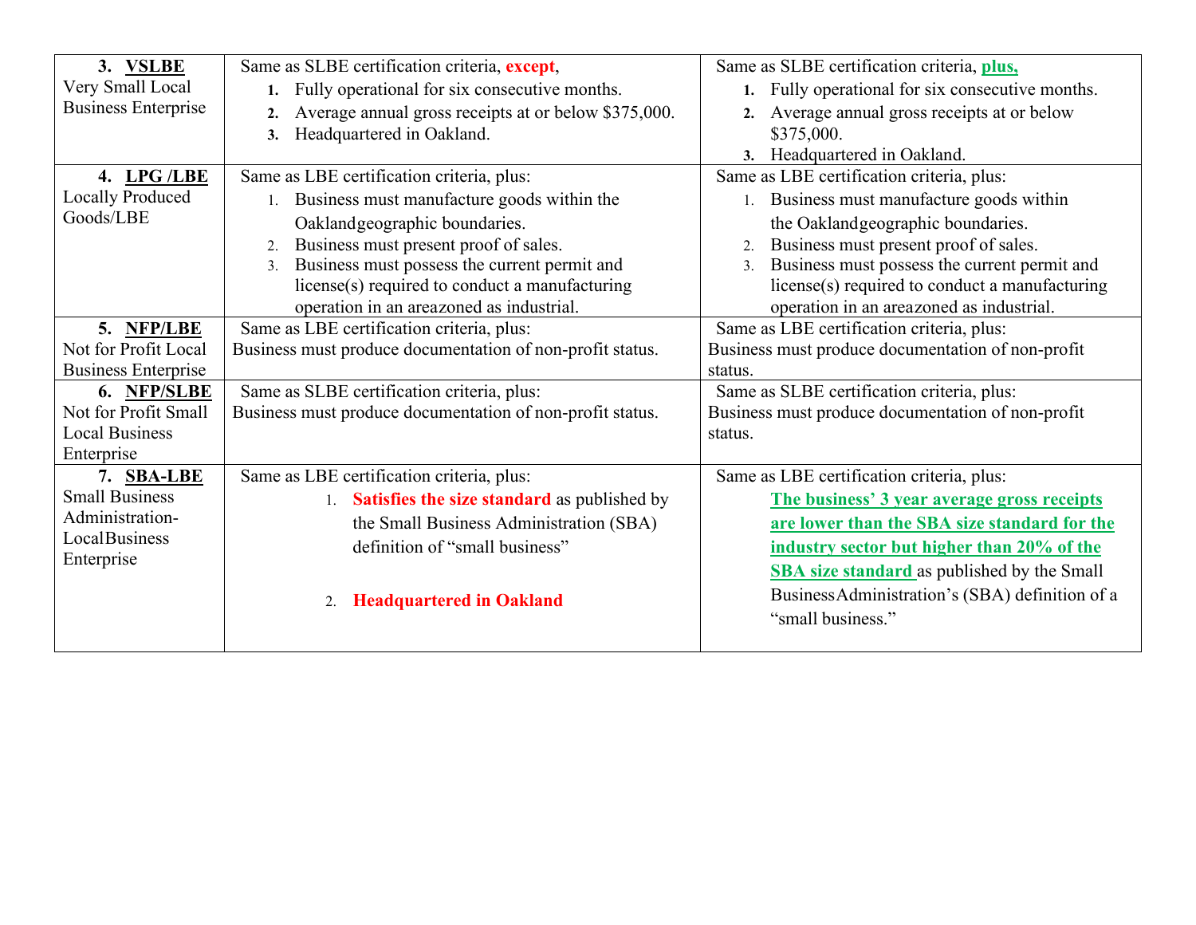| | | |
|---|---|---|
| **3. VSLBE**<br>Very Small Local Business Enterprise | Same as SLBE certification criteria, **except**,<br>1. Fully operational for six consecutive months.<br>2. Average annual gross receipts at or below $375,000.<br>3. Headquartered in Oakland. | Same as SLBE certification criteria, **plus,**<br>1. Fully operational for six consecutive months.<br>2. Average annual gross receipts at or below $375,000.<br>3. Headquartered in Oakland. |
| **4. LPG /LBE**<br>Locally Produced Goods/LBE | Same as LBE certification criteria, plus:<br>1. Business must manufacture goods within the Oaklandgeographic boundaries.<br>2. Business must present proof of sales.<br>3. Business must possess the current permit and license(s) required to conduct a manufacturing operation in an areazoned as industrial. | Same as LBE certification criteria, plus:<br>1. Business must manufacture goods within the Oaklandgeographic boundaries.<br>2. Business must present proof of sales.<br>3. Business must possess the current permit and license(s) required to conduct a manufacturing operation in an areazoned as industrial. |
| **5. NFP/LBE**<br>Not for Profit Local Business Enterprise | Same as LBE certification criteria, plus:<br>Business must produce documentation of non-profit status. | Same as LBE certification criteria, plus:<br>Business must produce documentation of non-profit status. |
| **6. NFP/SLBE**<br>Not for Profit Small Local Business Enterprise | Same as SLBE certification criteria, plus:<br>Business must produce documentation of non-profit status. | Same as SLBE certification criteria, plus:<br>Business must produce documentation of non-profit status. |
| **7. SBA-LBE**<br>Small Business Administration-LocalBusiness Enterprise | Same as LBE certification criteria, plus:<br>1. **Satisfies the size standard** as published by the Small Business Administration (SBA) definition of "small business"<br>2. **Headquartered in Oakland** | Same as LBE certification criteria, plus:<br>**The business' 3 year average gross receipts are lower than the SBA size standard for the industry sector but higher than 20% of the SBA size standard** as published by the Small BusinessAdministration's (SBA) definition of a "small business." |